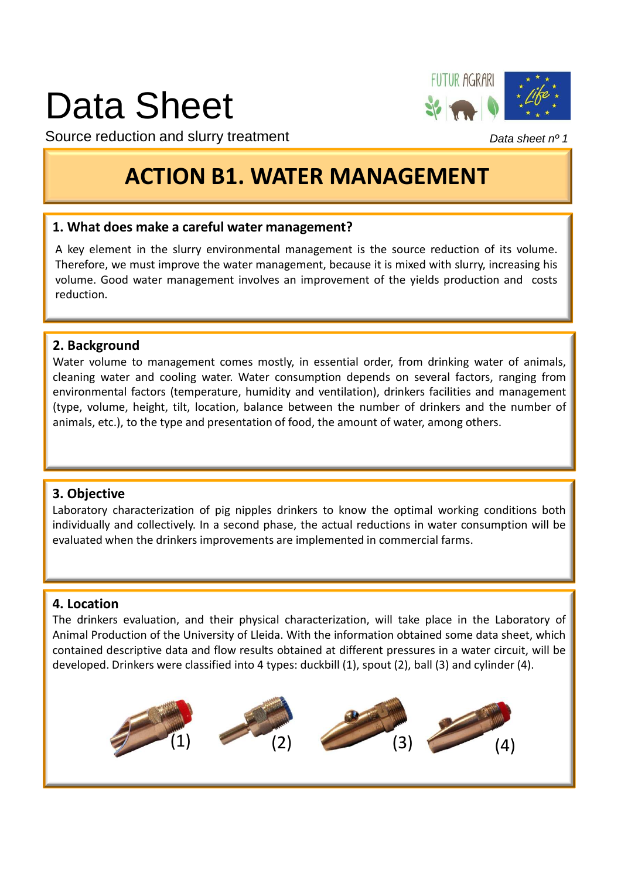# Data Sheet

Source reduction and slurry treatment

*Data sheet nº 1*

## ACTION B1. WATER MANAGEMENT

### 1. What does make a careful water management?

A key element in the slurry environmental management is the source reduction of its volume. Therefore, we must improve the water management, because it is mixed with slurry, increasing his volume. Good water management involves an improvement of the yields production and costs reduction.

### 2. Background

Water volume to management comes mostly, in essential order, from drinking water of animals, cleaning water and cooling water. Water consumption depends on several factors, ranging from environmental factors (temperature, humidity and ventilation), drinkers facilities and management (type, volume, height, tilt, location, balance between the number of drinkers and the number of animals, etc.), to the type and presentation of food, the amount of water, among others.

### 3. Objective

Laboratory characterization of pig nipples drinkers to know the optimal working conditions both individually and collectively. In a second phase, the actual reductions in water consumption will be evaluated when the drinkers improvements are implemented in commercial farms.

### 4. Location

The drinkers evaluation, and their physical characterization, will take place in the Laboratory of Animal Production of the University of Lleida. With the information obtained some data sheet, which contained descriptive data and flow results obtained at different pressures in a water circuit, will be developed. Drinkers were classified into 4 types: duckbill (1), spout (2), ball (3) and cylinder (4).

(1) (2) (3) (4)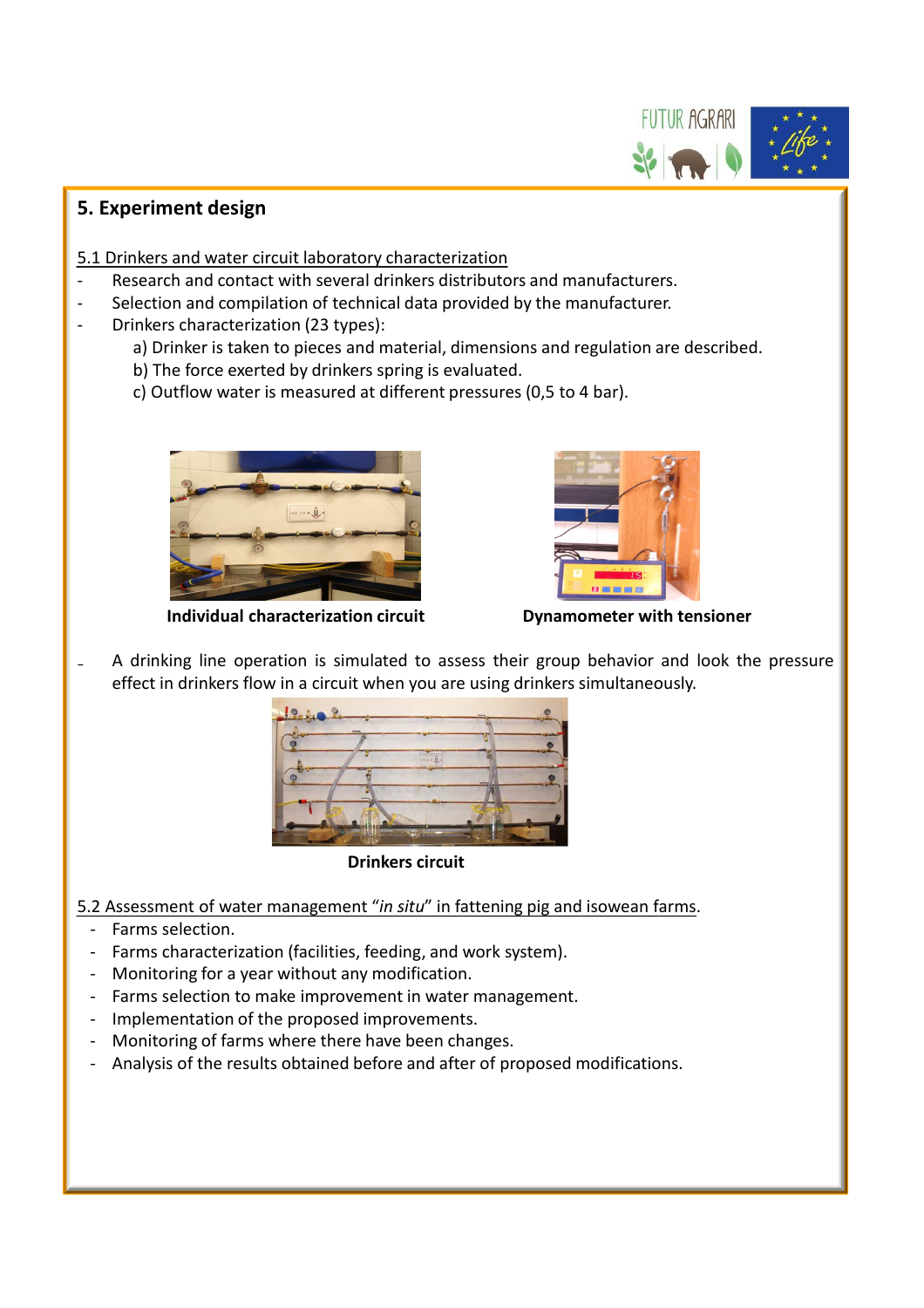## 5. Experiment design

5.1 Drinkers and water circuit laboratory characterization

- Research and contact with several drinkers distributors and manufacturers.
- Selection and compilation of technical data provided by the manufacturer.
- Drinkers characterization (23 types):
  - a) Drinker is taken to pieces and material, dimensions and regulation are described.
  - b) The force exerted by drinkers spring is evaluated.
  - c) Outflow water is measured at different pressures (0,5 to 4 bar).

**Individual characterization circuit**

**Dynamometer with tensioner**

- A drinking line operation is simulated to assess their group behavior and look the pressure effect in drinkers flow in a circuit when you are using drinkers simultaneously.

**Drinkers circuit**

5.2 Assessment of water management "*in situ*" in fattening pig and isowean farms.

- Farms selection.
- Farms characterization (facilities, feeding, and work system).
- Monitoring for a year without any modification.
- Farms selection to make improvement in water management.
- Implementation of the proposed improvements.
- Monitoring of farms where there have been changes.
- Analysis of the results obtained before and after of proposed modifications.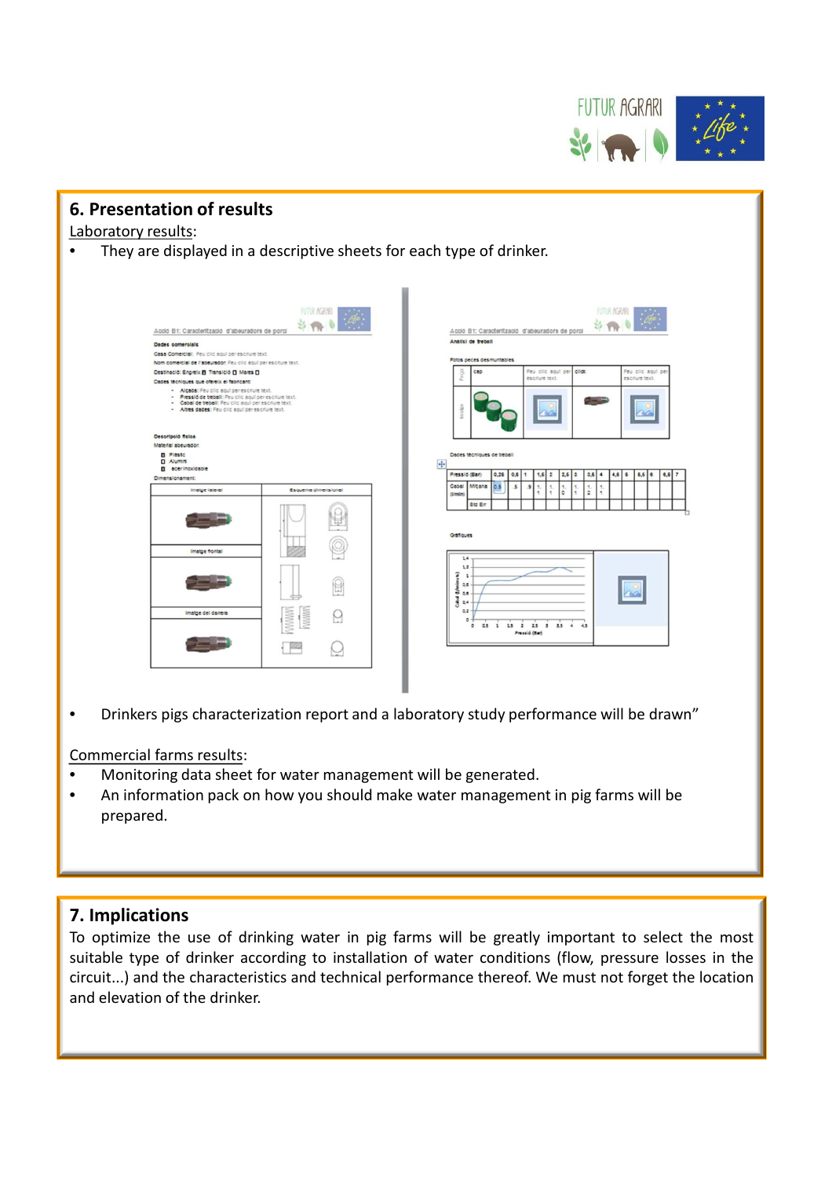## 6. Presentation of results

Laboratory results:

- They are displayed in a descriptive sheets for each type of drinker.

- Drinkers pigs characterization report and a laboratory study performance will be drawn"

Commercial farms results:

- Monitoring data sheet for water management will be generated.
- An information pack on how you should make water management in pig farms will be prepared.

## 7. Implications

To optimize the use of drinking water in pig farms will be greatly important to select the most suitable type of drinker according to installation of water conditions (flow, pressure losses in the circuit...) and the characteristics and technical performance thereof. We must not forget the location and elevation of the drinker.